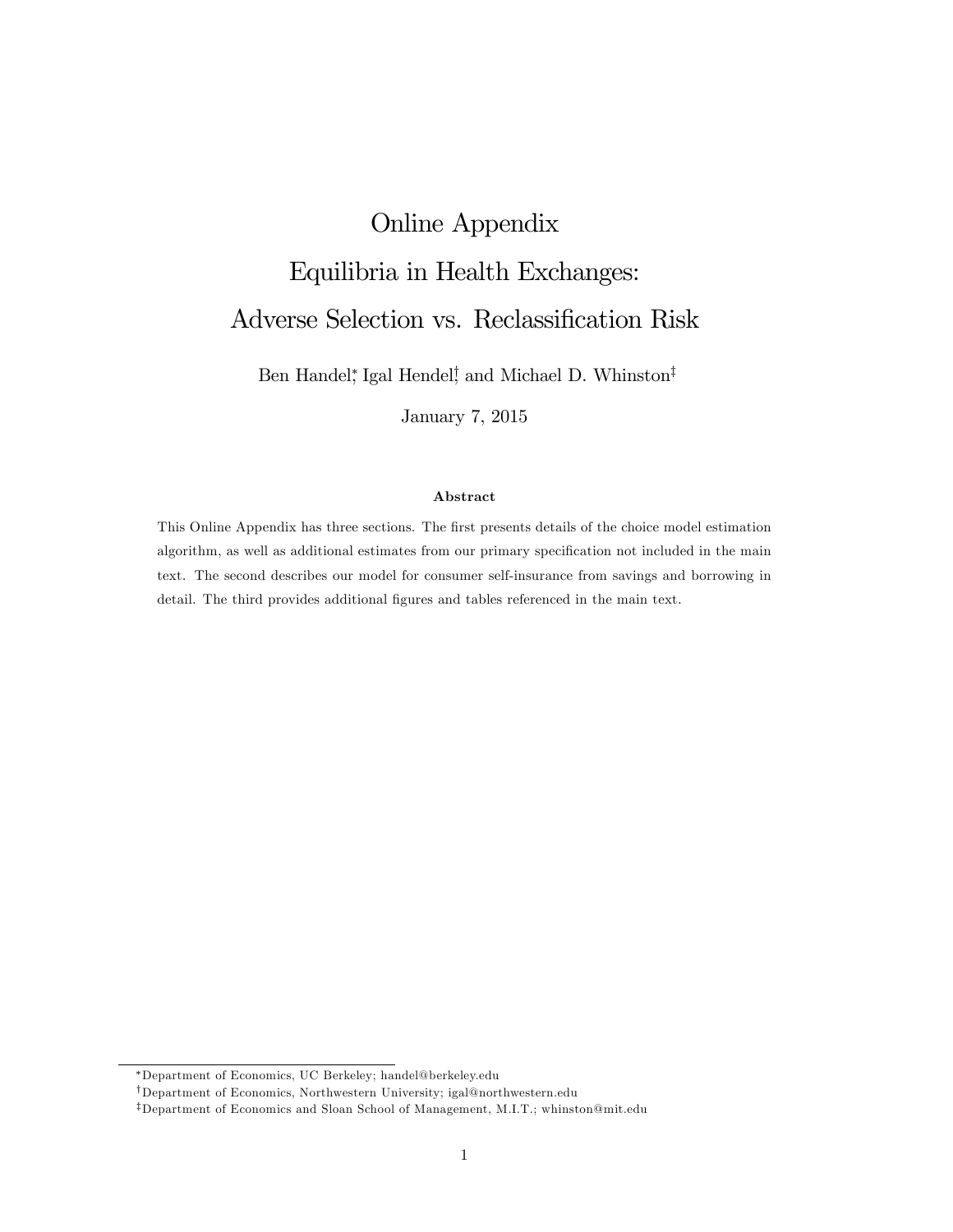# Online Appendix

# Equilibria in Health Exchanges: Adverse Selection vs. Reclassification Risk

Ben Handel[*], Igal Hendel[†], and Michael D. Whinston[‡]

January 7, 2015

### Abstract

This Online Appendix has three sections. The first presents details of the choice model estimation algorithm, as well as additional estimates from our primary specification not included in the main text. The second describes our model for consumer self-insurance from savings and borrowing in detail. The third provides additional figures and tables referenced in the main text.

---

[*] Department of Economics, UC Berkeley; handel@berkeley.edu

[†] Department of Economics, Northwestern University; igal@northwestern.edu

[‡] Department of Economics and Sloan School of Management, M.I.T.; whinston@mit.edu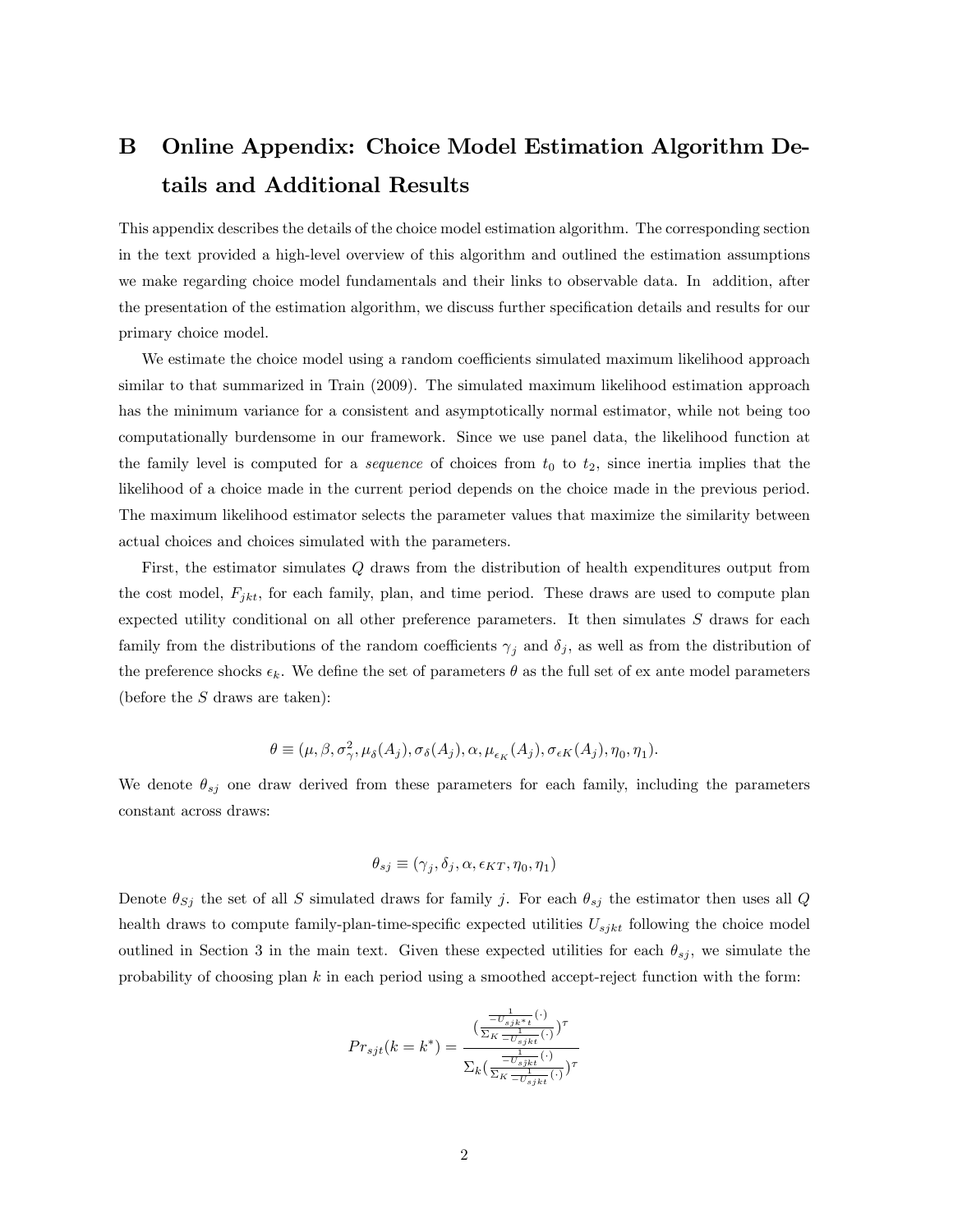# B Online Appendix: Choice Model Estimation Algorithm Details and Additional Results

This appendix describes the details of the choice model estimation algorithm. The corresponding section in the text provided a high-level overview of this algorithm and outlined the estimation assumptions we make regarding choice model fundamentals and their links to observable data. In addition, after the presentation of the estimation algorithm, we discuss further specification details and results for our primary choice model.

We estimate the choice model using a random coefficients simulated maximum likelihood approach similar to that summarized in Train (2009). The simulated maximum likelihood estimation approach has the minimum variance for a consistent and asymptotically normal estimator, while not being too computationally burdensome in our framework. Since we use panel data, the likelihood function at the family level is computed for a *sequence* of choices from $t_0$ to $t_2$, since inertia implies that the likelihood of a choice made in the current period depends on the choice made in the previous period. The maximum likelihood estimator selects the parameter values that maximize the similarity between actual choices and choices simulated with the parameters.

First, the estimator simulates $Q$ draws from the distribution of health expenditures output from the cost model, $F_{jkt}$, for each family, plan, and time period. These draws are used to compute plan expected utility conditional on all other preference parameters. It then simulates $S$ draws for each family from the distributions of the random coefficients $\gamma_j$ and $\delta_j$, as well as from the distribution of the preference shocks $\epsilon_k$. We define the set of parameters $\theta$ as the full set of ex ante model parameters (before the $S$ draws are taken):

$$\theta \equiv (\mu, \beta, \sigma_{\gamma}^2, \mu_{\delta}(A_j), \sigma_{\delta}(A_j), \alpha, \mu_{\epsilon_K}(A_j), \sigma_{\epsilon K}(A_j), \eta_0, \eta_1).$$

We denote $\theta_{sj}$ one draw derived from these parameters for each family, including the parameters constant across draws:

$$\theta_{sj} \equiv (\gamma_j, \delta_j, \alpha, \epsilon_{KT}, \eta_0, \eta_1)$$

Denote $\theta_{Sj}$ the set of all $S$ simulated draws for family $j$. For each $\theta_{sj}$ the estimator then uses all $Q$ health draws to compute family-plan-time-specific expected utilities $U_{sjkt}$ following the choice model outlined in Section 3 in the main text. Given these expected utilities for each $\theta_{sj}$, we simulate the probability of choosing plan $k$ in each period using a smoothed accept-reject function with the form:

$$Pr_{sjt}(k = k^*) = \frac{\left(\frac{\frac{1}{-U_{sjk^*t}}(\cdot)}{\Sigma_K \frac{1}{-U_{sjkt}}(\cdot)}\right)^{\tau}}{\Sigma_k \left(\frac{\frac{1}{-U_{sjkt}}(\cdot)}{\Sigma_K \frac{1}{-U_{sjkt}}(\cdot)}\right)^{\tau}}$$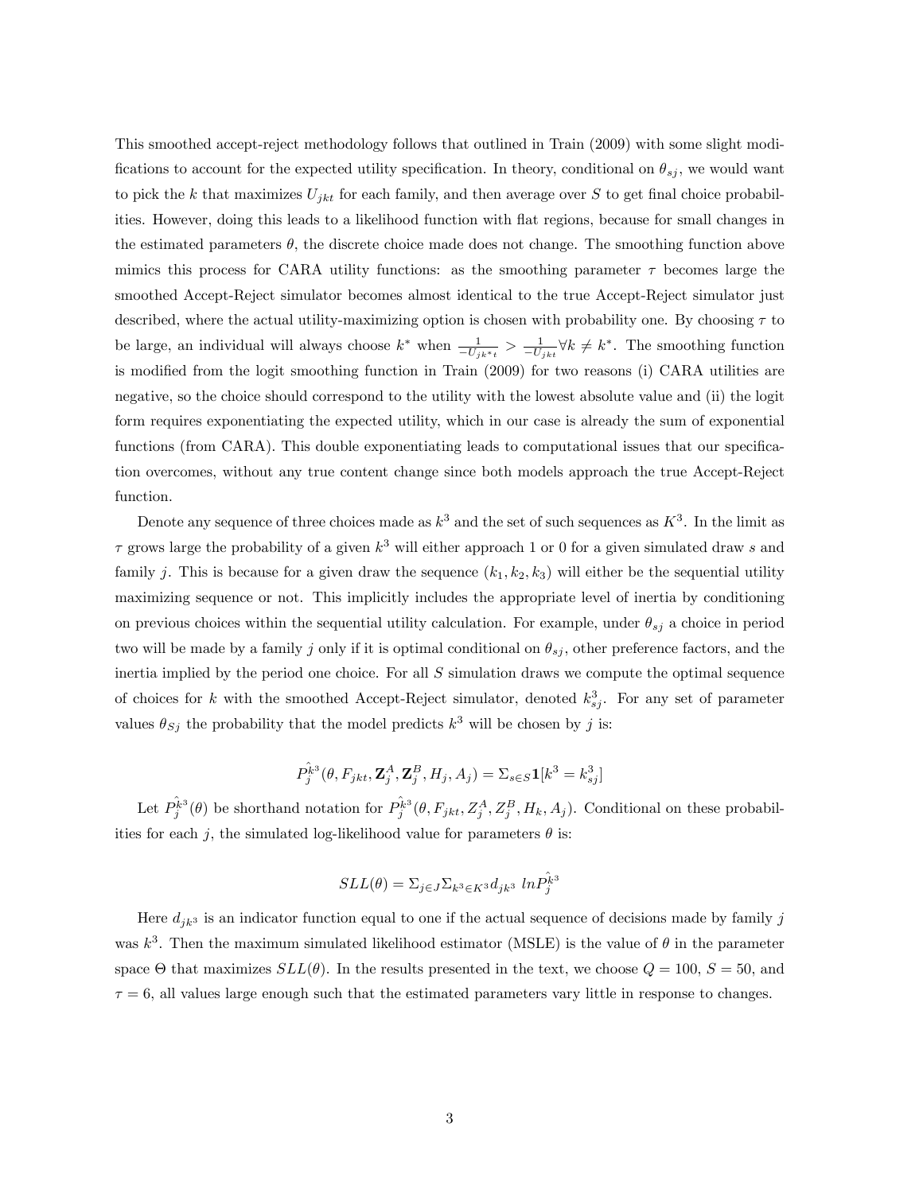This smoothed accept-reject methodology follows that outlined in Train (2009) with some slight modifications to account for the expected utility specification. In theory, conditional on $\theta_{sj}$, we would want to pick the $k$ that maximizes $U_{jkt}$ for each family, and then average over $S$ to get final choice probabilities. However, doing this leads to a likelihood function with flat regions, because for small changes in the estimated parameters $\theta$, the discrete choice made does not change. The smoothing function above mimics this process for CARA utility functions: as the smoothing parameter $\tau$ becomes large the smoothed Accept-Reject simulator becomes almost identical to the true Accept-Reject simulator just described, where the actual utility-maximizing option is chosen with probability one. By choosing $\tau$ to be large, an individual will always choose $k^*$ when $\frac{1}{-U_{jk^*t}} > \frac{1}{-U_{jkt}} \forall k \neq k^*$. The smoothing function is modified from the logit smoothing function in Train (2009) for two reasons (i) CARA utilities are negative, so the choice should correspond to the utility with the lowest absolute value and (ii) the logit form requires exponentiating the expected utility, which in our case is already the sum of exponential functions (from CARA). This double exponentiating leads to computational issues that our specification overcomes, without any true content change since both models approach the true Accept-Reject function.

Denote any sequence of three choices made as $k^3$ and the set of such sequences as $K^3$. In the limit as $\tau$ grows large the probability of a given $k^3$ will either approach 1 or 0 for a given simulated draw $s$ and family $j$. This is because for a given draw the sequence $(k_1, k_2, k_3)$ will either be the sequential utility maximizing sequence or not. This implicitly includes the appropriate level of inertia by conditioning on previous choices within the sequential utility calculation. For example, under $\theta_{sj}$ a choice in period two will be made by a family $j$ only if it is optimal conditional on $\theta_{sj}$, other preference factors, and the inertia implied by the period one choice. For all $S$ simulation draws we compute the optimal sequence of choices for $k$ with the smoothed Accept-Reject simulator, denoted $k^3_{sj}$. For any set of parameter values $\theta_{Sj}$ the probability that the model predicts $k^3$ will be chosen by $j$ is:

$$\hat{P_j^{k^3}}(\theta, F_{jkt}, \mathbf{Z}_j^A, \mathbf{Z}_j^B, H_j, A_j) = \Sigma_{s \in S} \mathbf{1}[k^3 = k^3_{sj}]$$

Let $\hat{P_j^{k^3}}(\theta)$ be shorthand notation for $\hat{P_j^{k^3}}(\theta, F_{jkt}, Z_j^A, Z_j^B, H_k, A_j)$. Conditional on these probabilities for each $j$, the simulated log-likelihood value for parameters $\theta$ is:

$$SLL(\theta) = \Sigma_{j \in J} \Sigma_{k^3 \in K^3} d_{jk^3} \; ln \hat{P_j^{k^3}}$$

Here $d_{jk^3}$ is an indicator function equal to one if the actual sequence of decisions made by family $j$ was $k^3$. Then the maximum simulated likelihood estimator (MSLE) is the value of $\theta$ in the parameter space $\Theta$ that maximizes $SLL(\theta)$. In the results presented in the text, we choose $Q = 100$, $S = 50$, and $\tau = 6$, all values large enough such that the estimated parameters vary little in response to changes.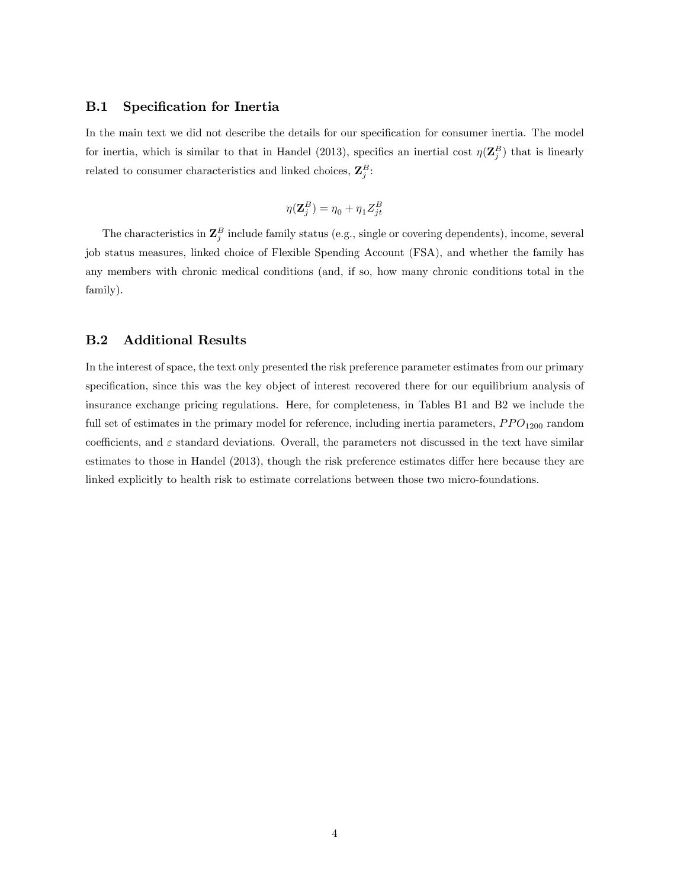## B.1 Specification for Inertia

In the main text we did not describe the details for our specification for consumer inertia. The model for inertia, which is similar to that in Handel (2013), specifics an inertial cost $\eta(\mathbf{Z}_j^B)$ that is linearly related to consumer characteristics and linked choices, $\mathbf{Z}_j^B$:

$$\eta(\mathbf{Z}_j^B) = \eta_0 + \eta_1 Z_{jt}^B$$

The characteristics in $\mathbf{Z}_j^B$ include family status (e.g., single or covering dependents), income, several job status measures, linked choice of Flexible Spending Account (FSA), and whether the family has any members with chronic medical conditions (and, if so, how many chronic conditions total in the family).

## B.2 Additional Results

In the interest of space, the text only presented the risk preference parameter estimates from our primary specification, since this was the key object of interest recovered there for our equilibrium analysis of insurance exchange pricing regulations. Here, for completeness, in Tables B1 and B2 we include the full set of estimates in the primary model for reference, including inertia parameters, $PPO_{1200}$ random coefficients, and $\varepsilon$ standard deviations. Overall, the parameters not discussed in the text have similar estimates to those in Handel (2013), though the risk preference estimates differ here because they are linked explicitly to health risk to estimate correlations between those two micro-foundations.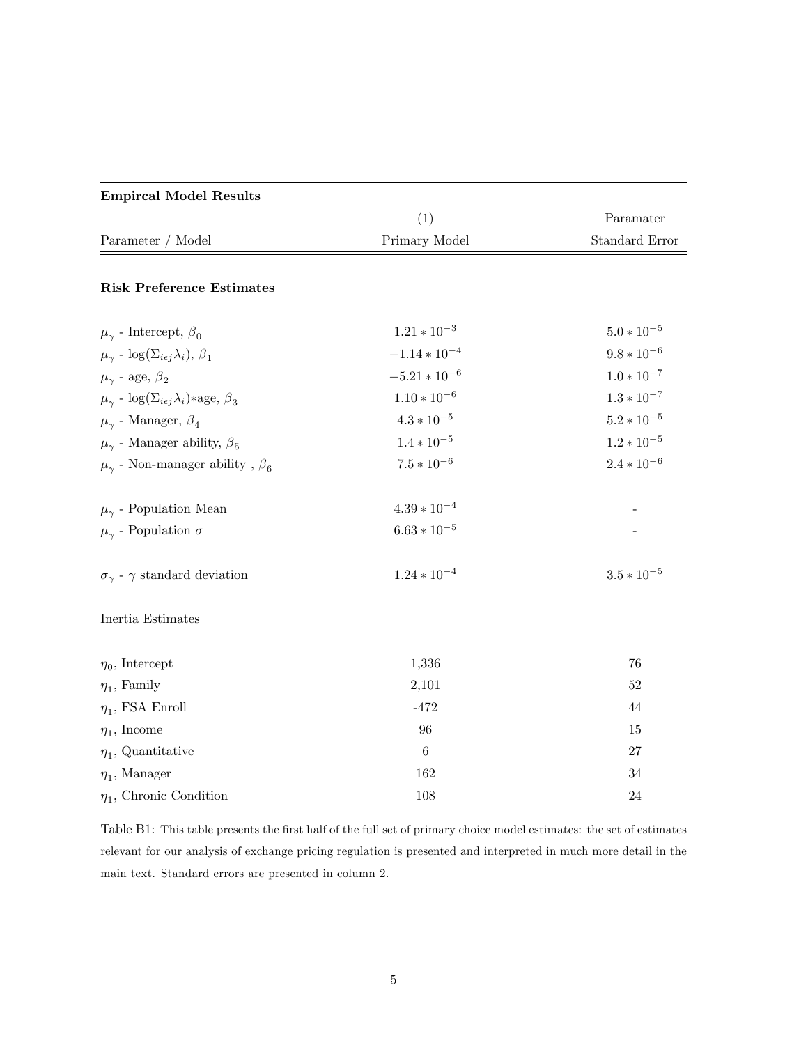| **Empircal Model Results** | | |
|---|---|---|
| | (1) | Paramater |
| Parameter / Model | Primary Model | Standard Error |
| **Risk Preference Estimates** | | |
| $\mu_\gamma$ - Intercept, $\beta_0$ | $1.21 * 10^{-3}$ | $5.0 * 10^{-5}$ |
| $\mu_\gamma$ - $\log(\Sigma_{i\epsilon j}\lambda_i)$, $\beta_1$ | $-1.14 * 10^{-4}$ | $9.8 * 10^{-6}$ |
| $\mu_\gamma$ - age, $\beta_2$ | $-5.21 * 10^{-6}$ | $1.0 * 10^{-7}$ |
| $\mu_\gamma$ - $\log(\Sigma_{i\epsilon j}\lambda_i)$\*age, $\beta_3$ | $1.10 * 10^{-6}$ | $1.3 * 10^{-7}$ |
| $\mu_\gamma$ - Manager, $\beta_4$ | $4.3 * 10^{-5}$ | $5.2 * 10^{-5}$ |
| $\mu_\gamma$ - Manager ability, $\beta_5$ | $1.4 * 10^{-5}$ | $1.2 * 10^{-5}$ |
| $\mu_\gamma$ - Non-manager ability , $\beta_6$ | $7.5 * 10^{-6}$ | $2.4 * 10^{-6}$ |
| $\mu_\gamma$ - Population Mean | $4.39 * 10^{-4}$ | - |
| $\mu_\gamma$ - Population $\sigma$ | $6.63 * 10^{-5}$ | - |
| $\sigma_\gamma$ - $\gamma$ standard deviation | $1.24 * 10^{-4}$ | $3.5 * 10^{-5}$ |
| Inertia Estimates | | |
| $\eta_0$, Intercept | 1,336 | 76 |
| $\eta_1$, Family | 2,101 | 52 |
| $\eta_1$, FSA Enroll | -472 | 44 |
| $\eta_1$, Income | 96 | 15 |
| $\eta_1$, Quantitative | 6 | 27 |
| $\eta_1$, Manager | 162 | 34 |
| $\eta_1$, Chronic Condition | 108 | 24 |

Table B1: This table presents the first half of the full set of primary choice model estimates: the set of estimates relevant for our analysis of exchange pricing regulation is presented and interpreted in much more detail in the main text. Standard errors are presented in column 2.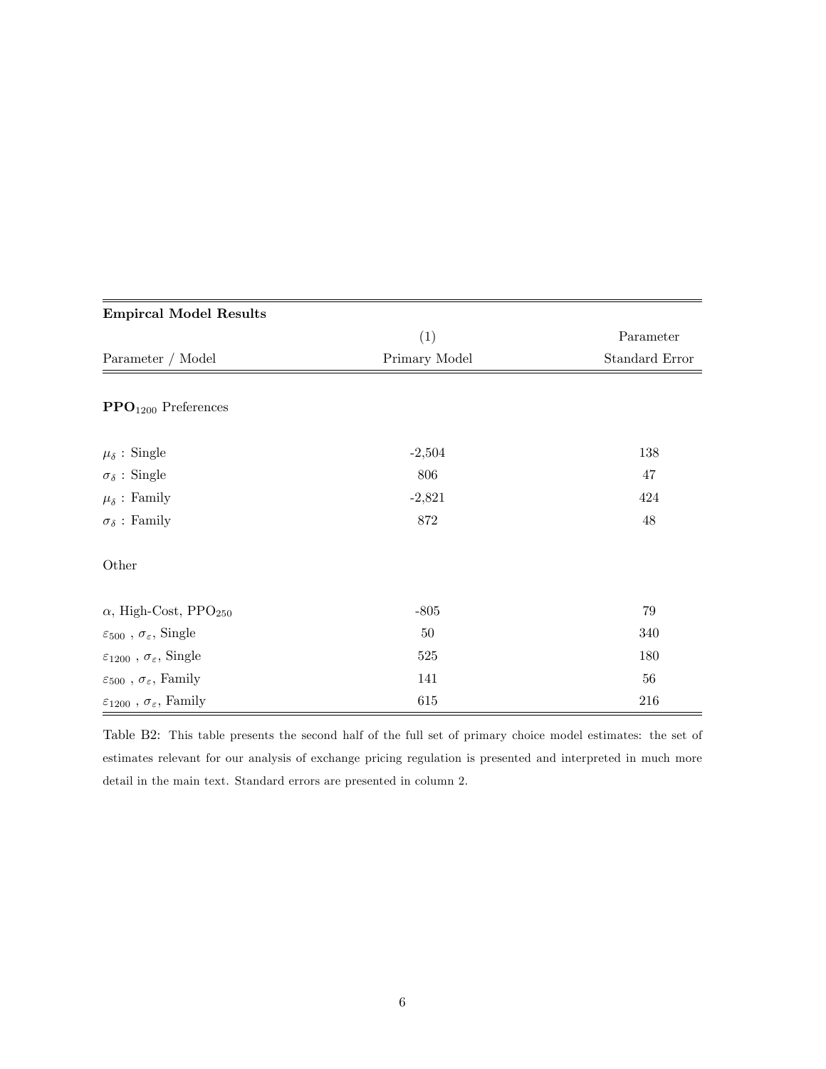| **Empircal Model Results** | | |
|---|---|---|
| | (1) | Parameter |
| Parameter / Model | Primary Model | Standard Error |
| **$\mathbf{PPO}_{1200}$ Preferences** | | |
| $\mu_\delta$ : Single | -2,504 | 138 |
| $\sigma_\delta$ : Single | 806 | 47 |
| $\mu_\delta$ : Family | -2,821 | 424 |
| $\sigma_\delta$ : Family | 872 | 48 |
| Other | | |
| $\alpha$, High-Cost, $\text{PPO}_{250}$ | -805 | 79 |
| $\varepsilon_{500}$ , $\sigma_\varepsilon$, Single | 50 | 340 |
| $\varepsilon_{1200}$ , $\sigma_\varepsilon$, Single | 525 | 180 |
| $\varepsilon_{500}$ , $\sigma_\varepsilon$, Family | 141 | 56 |
| $\varepsilon_{1200}$ , $\sigma_\varepsilon$, Family | 615 | 216 |

Table B2: This table presents the second half of the full set of primary choice model estimates: the set of estimates relevant for our analysis of exchange pricing regulation is presented and interpreted in much more detail in the main text. Standard errors are presented in column 2.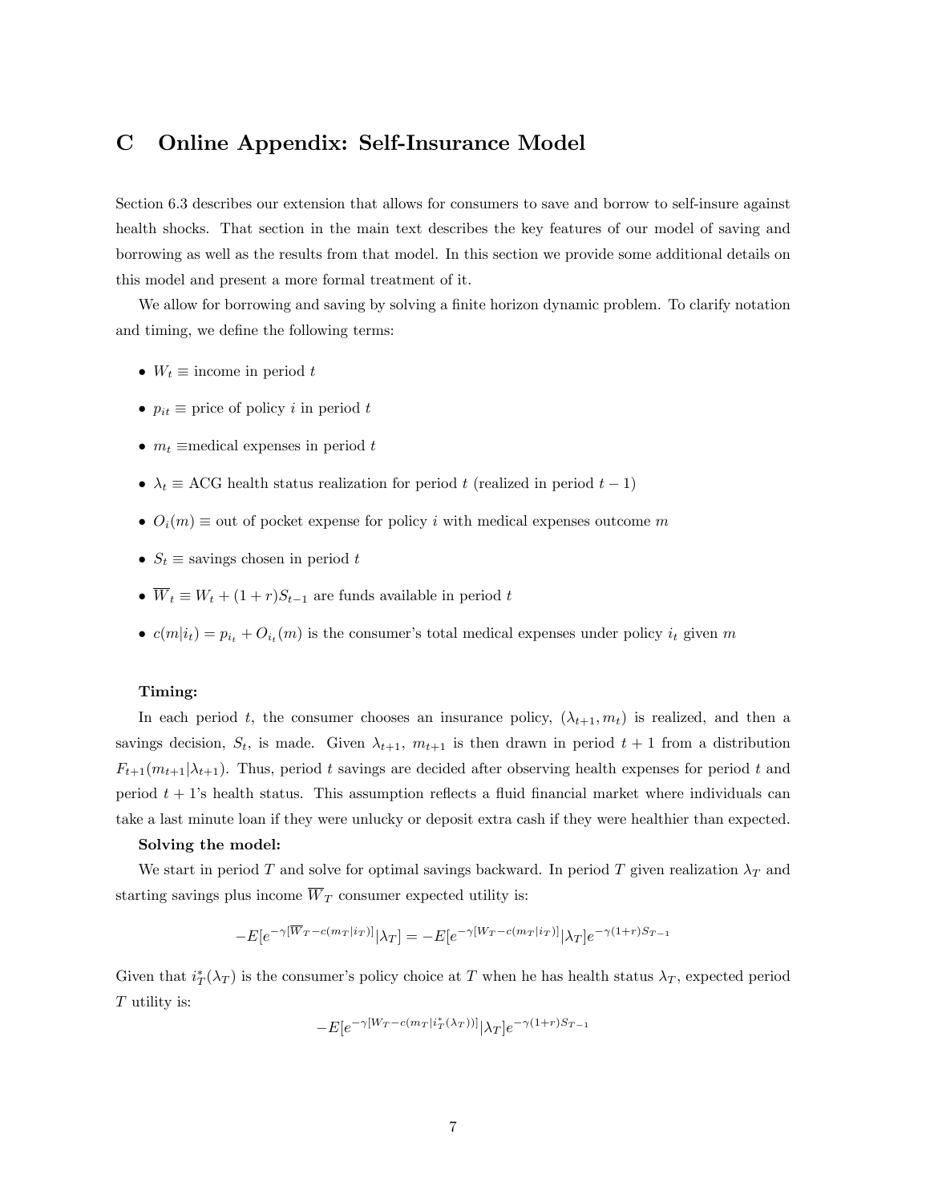# C Online Appendix: Self-Insurance Model

Section 6.3 describes our extension that allows for consumers to save and borrow to self-insure against health shocks. That section in the main text describes the key features of our model of saving and borrowing as well as the results from that model. In this section we provide some additional details on this model and present a more formal treatment of it.

We allow for borrowing and saving by solving a finite horizon dynamic problem. To clarify notation and timing, we define the following terms:

- $W_t \equiv$ income in period $t$
- $p_{it} \equiv$ price of policy $i$ in period $t$
- $m_t \equiv$medical expenses in period $t$
- $\lambda_t \equiv$ ACG health status realization for period $t$ (realized in period $t-1$)
- $O_i(m) \equiv$ out of pocket expense for policy $i$ with medical expenses outcome $m$
- $S_t \equiv$ savings chosen in period $t$
- $\overline{W}_t \equiv W_t + (1+r)S_{t-1}$ are funds available in period $t$
- $c(m|i_t) = p_{i_t} + O_{i_t}(m)$ is the consumer's total medical expenses under policy $i_t$ given $m$

**Timing:**

In each period $t$, the consumer chooses an insurance policy, $(\lambda_{t+1}, m_t)$ is realized, and then a savings decision, $S_t$, is made. Given $\lambda_{t+1}$, $m_{t+1}$ is then drawn in period $t+1$ from a distribution $F_{t+1}(m_{t+1}|\lambda_{t+1})$. Thus, period $t$ savings are decided after observing health expenses for period $t$ and period $t+1$'s health status. This assumption reflects a fluid financial market where individuals can take a last minute loan if they were unlucky or deposit extra cash if they were healthier than expected.

**Solving the model:**

We start in period $T$ and solve for optimal savings backward. In period $T$ given realization $\lambda_T$ and starting savings plus income $\overline{W}_T$ consumer expected utility is:

$$-E[e^{-\gamma[\overline{W}_T - c(m_T|i_T)]}|\lambda_T] = -E[e^{-\gamma[W_T - c(m_T|i_T)]}|\lambda_T]e^{-\gamma(1+r)S_{T-1}}$$

Given that $i_T^*(\lambda_T)$ is the consumer's policy choice at $T$ when he has health status $\lambda_T$, expected period $T$ utility is:

$$-E[e^{-\gamma[W_T - c(m_T|i_T^*(\lambda_T))]}|\lambda_T]e^{-\gamma(1+r)S_{T-1}}$$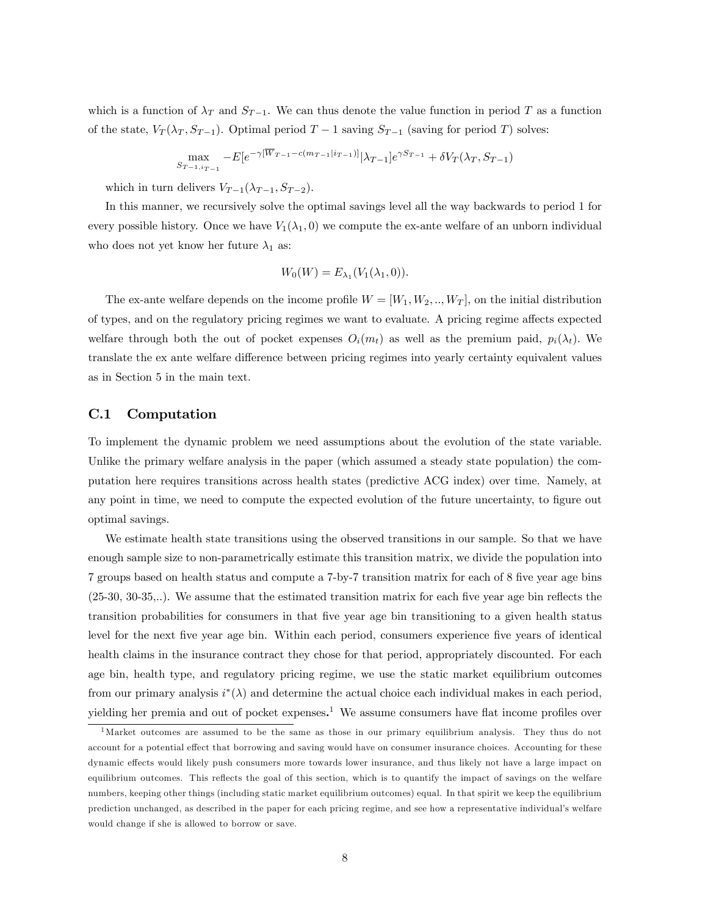which is a function of $\lambda_T$ and $S_{T-1}$. We can thus denote the value function in period $T$ as a function of the state, $V_T(\lambda_T, S_{T-1})$. Optimal period $T-1$ saving $S_{T-1}$ (saving for period $T$) solves:

$$\max_{S_{T-1}, i_{T-1}} -E[e^{-\gamma[\overline{W}_{T-1} - c(m_{T-1}|i_{T-1})]}|\lambda_{T-1}]e^{\gamma S_{T-1}} + \delta V_T(\lambda_T, S_{T-1})$$

which in turn delivers $V_{T-1}(\lambda_{T-1}, S_{T-2})$.

In this manner, we recursively solve the optimal savings level all the way backwards to period 1 for every possible history. Once we have $V_1(\lambda_1, 0)$ we compute the ex-ante welfare of an unborn individual who does not yet know her future $\lambda_1$ as:

$$W_0(W) = E_{\lambda_1}(V_1(\lambda_1, 0)).$$

The ex-ante welfare depends on the income profile $W = [W_1, W_2, .., W_T]$, on the initial distribution of types, and on the regulatory pricing regimes we want to evaluate. A pricing regime affects expected welfare through both the out of pocket expenses $O_i(m_t)$ as well as the premium paid, $p_i(\lambda_t)$. We translate the ex ante welfare difference between pricing regimes into yearly certainty equivalent values as in Section 5 in the main text.

## C.1 Computation

To implement the dynamic problem we need assumptions about the evolution of the state variable. Unlike the primary welfare analysis in the paper (which assumed a steady state population) the computation here requires transitions across health states (predictive ACG index) over time. Namely, at any point in time, we need to compute the expected evolution of the future uncertainty, to figure out optimal savings.

We estimate health state transitions using the observed transitions in our sample. So that we have enough sample size to non-parametrically estimate this transition matrix, we divide the population into 7 groups based on health status and compute a 7-by-7 transition matrix for each of 8 five year age bins (25-30, 30-35,..). We assume that the estimated transition matrix for each five year age bin reflects the transition probabilities for consumers in that five year age bin transitioning to a given health status level for the next five year age bin. Within each period, consumers experience five years of identical health claims in the insurance contract they chose for that period, appropriately discounted. For each age bin, health type, and regulatory pricing regime, we use the static market equilibrium outcomes from our primary analysis $i^*(\lambda)$ and determine the actual choice each individual makes in each period, yielding her premia and out of pocket expenses.[1] We assume consumers have flat income profiles over

[1] Market outcomes are assumed to be the same as those in our primary equilibrium analysis. They thus do not account for a potential effect that borrowing and saving would have on consumer insurance choices. Accounting for these dynamic effects would likely push consumers more towards lower insurance, and thus likely not have a large impact on equilibrium outcomes. This reflects the goal of this section, which is to quantify the impact of savings on the welfare numbers, keeping other things (including static market equilibrium outcomes) equal. In that spirit we keep the equilibrium prediction unchanged, as described in the paper for each pricing regime, and see how a representative individual's welfare would change if she is allowed to borrow or save.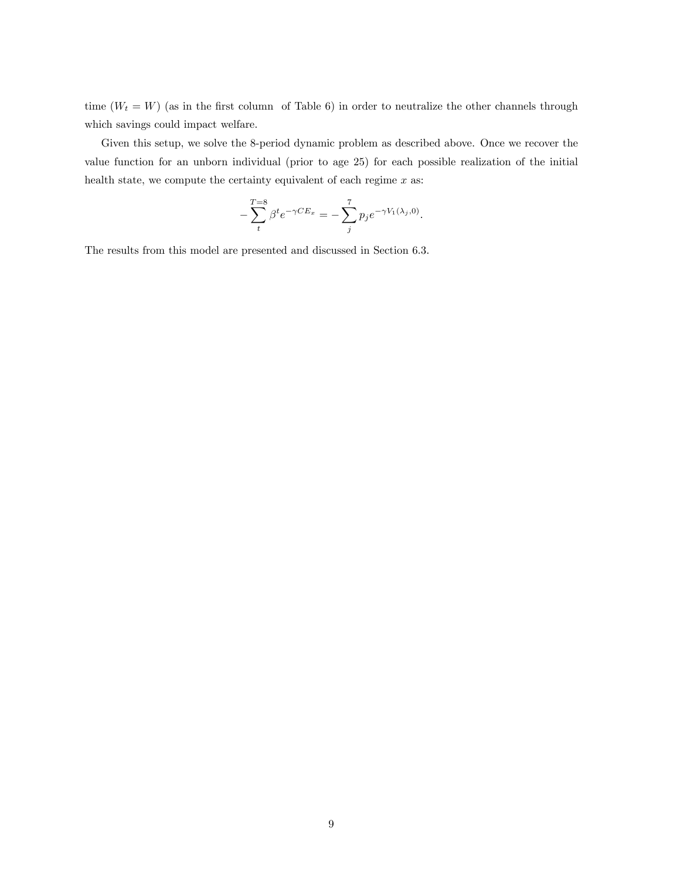time ($W_t = W$) (as in the first column of Table 6) in order to neutralize the other channels through which savings could impact welfare.

Given this setup, we solve the 8-period dynamic problem as described above. Once we recover the value function for an unborn individual (prior to age 25) for each possible realization of the initial health state, we compute the certainty equivalent of each regime $x$ as:

$$-\sum_{t}^{T=8} \beta^t e^{-\gamma CE_x} = -\sum_{j}^{7} p_j e^{-\gamma V_1(\lambda_j, 0)}.$$

The results from this model are presented and discussed in Section 6.3.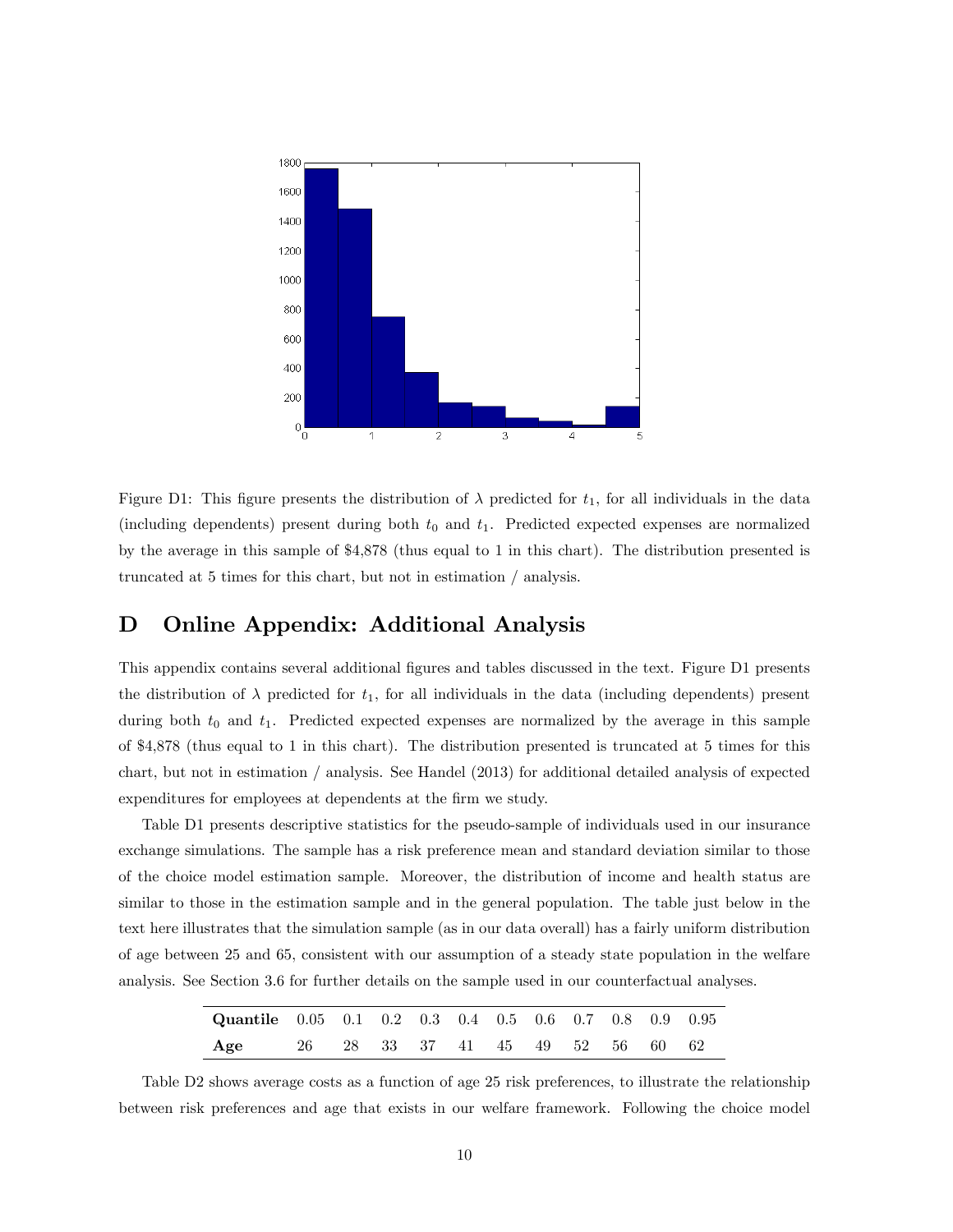Figure D1: This figure presents the distribution of $\lambda$ predicted for $t_1$, for all individuals in the data (including dependents) present during both $t_0$ and $t_1$. Predicted expected expenses are normalized by the average in this sample of \$4,878 (thus equal to 1 in this chart). The distribution presented is truncated at 5 times for this chart, but not in estimation / analysis.

# D Online Appendix: Additional Analysis

This appendix contains several additional figures and tables discussed in the text. Figure D1 presents the distribution of $\lambda$ predicted for $t_1$, for all individuals in the data (including dependents) present during both $t_0$ and $t_1$. Predicted expected expenses are normalized by the average in this sample of \$4,878 (thus equal to 1 in this chart). The distribution presented is truncated at 5 times for this chart, but not in estimation / analysis. See Handel (2013) for additional detailed analysis of expected expenditures for employees at dependents at the firm we study.

Table D1 presents descriptive statistics for the pseudo-sample of individuals used in our insurance exchange simulations. The sample has a risk preference mean and standard deviation similar to those of the choice model estimation sample. Moreover, the distribution of income and health status are similar to those in the estimation sample and in the general population. The table just below in the text here illustrates that the simulation sample (as in our data overall) has a fairly uniform distribution of age between 25 and 65, consistent with our assumption of a steady state population in the welfare analysis. See Section 3.6 for further details on the sample used in our counterfactual analyses.

| **Quantile** | 0.05 | 0.1 | 0.2 | 0.3 | 0.4 | 0.5 | 0.6 | 0.7 | 0.8 | 0.9 | 0.95 |
|---|---|---|---|---|---|---|---|---|---|---|---|
| **Age** | 26 | 28 | 33 | 37 | 41 | 45 | 49 | 52 | 56 | 60 | 62 |

Table D2 shows average costs as a function of age 25 risk preferences, to illustrate the relationship between risk preferences and age that exists in our welfare framework. Following the choice model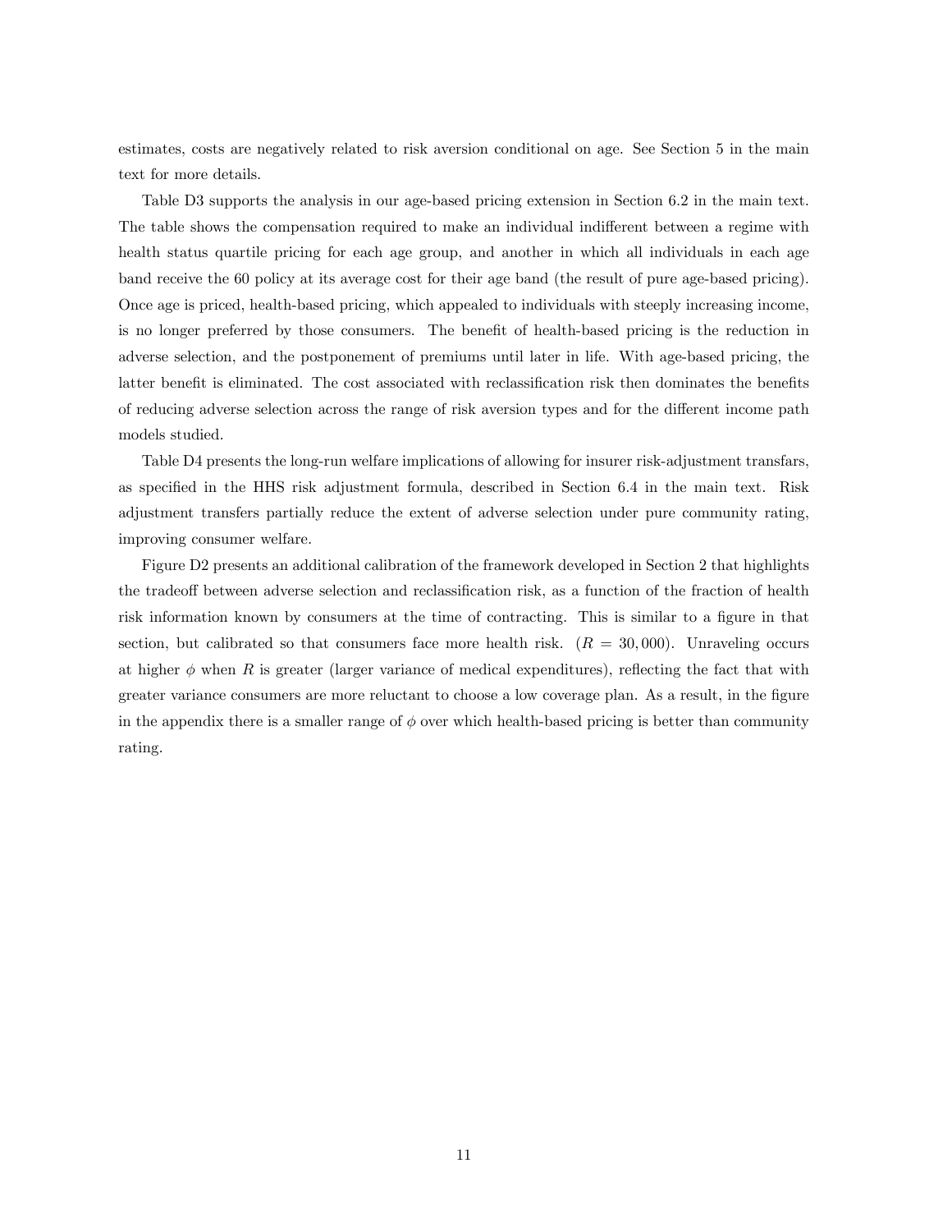estimates, costs are negatively related to risk aversion conditional on age. See Section 5 in the main text for more details.

Table D3 supports the analysis in our age-based pricing extension in Section 6.2 in the main text. The table shows the compensation required to make an individual indifferent between a regime with health status quartile pricing for each age group, and another in which all individuals in each age band receive the 60 policy at its average cost for their age band (the result of pure age-based pricing). Once age is priced, health-based pricing, which appealed to individuals with steeply increasing income, is no longer preferred by those consumers. The benefit of health-based pricing is the reduction in adverse selection, and the postponement of premiums until later in life. With age-based pricing, the latter benefit is eliminated. The cost associated with reclassification risk then dominates the benefits of reducing adverse selection across the range of risk aversion types and for the different income path models studied.

Table D4 presents the long-run welfare implications of allowing for insurer risk-adjustment transfars, as specified in the HHS risk adjustment formula, described in Section 6.4 in the main text. Risk adjustment transfers partially reduce the extent of adverse selection under pure community rating, improving consumer welfare.

Figure D2 presents an additional calibration of the framework developed in Section 2 that highlights the tradeoff between adverse selection and reclassification risk, as a function of the fraction of health risk information known by consumers at the time of contracting. This is similar to a figure in that section, but calibrated so that consumers face more health risk. ($R = 30,000$). Unraveling occurs at higher $\phi$ when $R$ is greater (larger variance of medical expenditures), reflecting the fact that with greater variance consumers are more reluctant to choose a low coverage plan. As a result, in the figure in the appendix there is a smaller range of $\phi$ over which health-based pricing is better than community rating.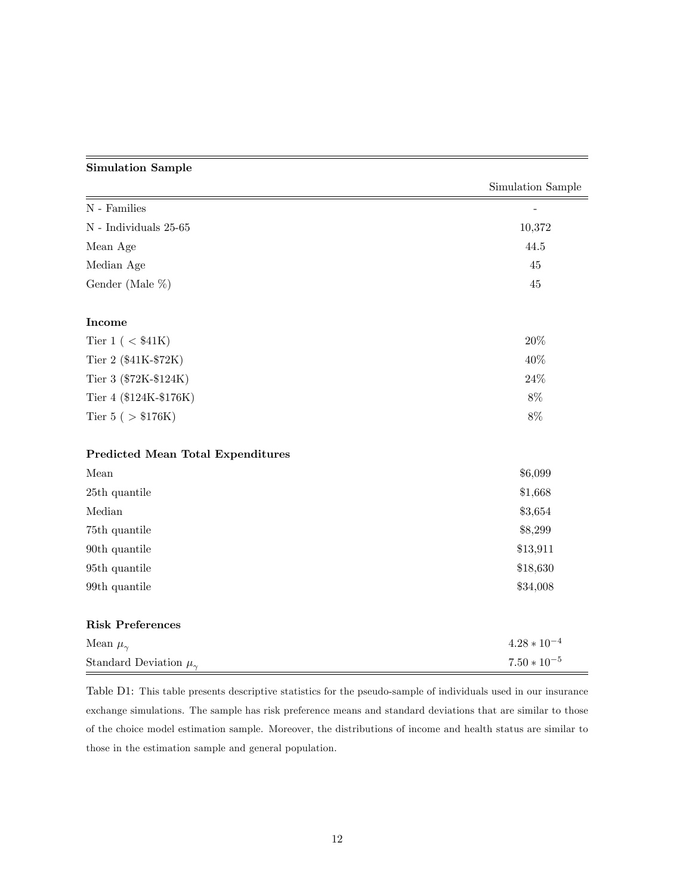| **Simulation Sample** | |
|---|---|
| | Simulation Sample |
| N - Families | - |
| N - Individuals 25-65 | 10,372 |
| Mean Age | 44.5 |
| Median Age | 45 |
| Gender (Male %) | 45 |
| | |
| **Income** | |
| Tier 1 ( < \$41K) | 20% |
| Tier 2 (\$41K-\$72K) | 40% |
| Tier 3 (\$72K-\$124K) | 24% |
| Tier 4 (\$124K-\$176K) | 8% |
| Tier 5 ( > \$176K) | 8% |
| | |
| **Predicted Mean Total Expenditures** | |
| Mean | \$6,099 |
| 25th quantile | \$1,668 |
| Median | \$3,654 |
| 75th quantile | \$8,299 |
| 90th quantile | \$13,911 |
| 95th quantile | \$18,630 |
| 99th quantile | \$34,008 |
| | |
| **Risk Preferences** | |
| Mean $\mu_\gamma$ | $4.28 * 10^{-4}$ |
| Standard Deviation $\mu_\gamma$ | $7.50 * 10^{-5}$ |

Table D1: This table presents descriptive statistics for the pseudo-sample of individuals used in our insurance exchange simulations. The sample has risk preference means and standard deviations that are similar to those of the choice model estimation sample. Moreover, the distributions of income and health status are similar to those in the estimation sample and general population.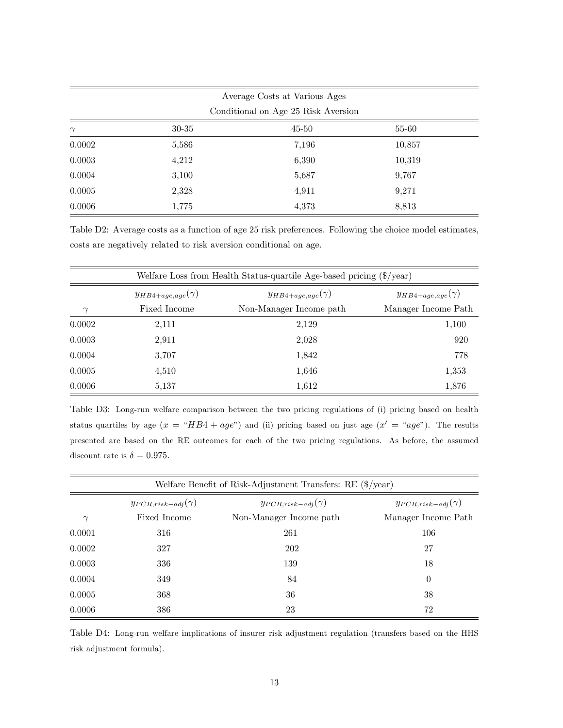| Average Costs at Various Ages | | | |
|---|---|---|---|
| Conditional on Age 25 Risk Aversion | | | |
| $\gamma$ | 30-35 | 45-50 | 55-60 |
| 0.0002 | 5,586 | 7,196 | 10,857 |
| 0.0003 | 4,212 | 6,390 | 10,319 |
| 0.0004 | 3,100 | 5,687 | 9,767 |
| 0.0005 | 2,328 | 4,911 | 9,271 |
| 0.0006 | 1,775 | 4,373 | 8,813 |

Table D2: Average costs as a function of age 25 risk preferences. Following the choice model estimates, costs are negatively related to risk aversion conditional on age.

| Welfare Loss from Health Status-quartile Age-based pricing ($/year) | | | |
|---|---|---|---|
| | $y_{HB4+age,age}(\gamma)$ | $y_{HB4+age,age}(\gamma)$ | $y_{HB4+age,age}(\gamma)$ |
| $\gamma$ | Fixed Income | Non-Manager Income path | Manager Income Path |
| 0.0002 | 2,111 | 2,129 | 1,100 |
| 0.0003 | 2,911 | 2,028 | 920 |
| 0.0004 | 3,707 | 1,842 | 778 |
| 0.0005 | 4,510 | 1,646 | 1,353 |
| 0.0006 | 5,137 | 1,612 | 1,876 |

Table D3: Long-run welfare comparison between the two pricing regulations of (i) pricing based on health status quartiles by age ($x$ = "$HB4 + age$") and (ii) pricing based on just age ($x'$ = "$age$"). The results presented are based on the RE outcomes for each of the two pricing regulations. As before, the assumed discount rate is $\delta = 0.975$.

| Welfare Benefit of Risk-Adjustment Transfers: RE ($/year) | | | |
|---|---|---|---|
| | $y_{PCR,risk-adj}(\gamma)$ | $y_{PCR,risk-adj}(\gamma)$ | $y_{PCR,risk-adj}(\gamma)$ |
| $\gamma$ | Fixed Income | Non-Manager Income path | Manager Income Path |
| 0.0001 | 316 | 261 | 106 |
| 0.0002 | 327 | 202 | 27 |
| 0.0003 | 336 | 139 | 18 |
| 0.0004 | 349 | 84 | 0 |
| 0.0005 | 368 | 36 | 38 |
| 0.0006 | 386 | 23 | 72 |

Table D4: Long-run welfare implications of insurer risk adjustment regulation (transfers based on the HHS risk adjustment formula).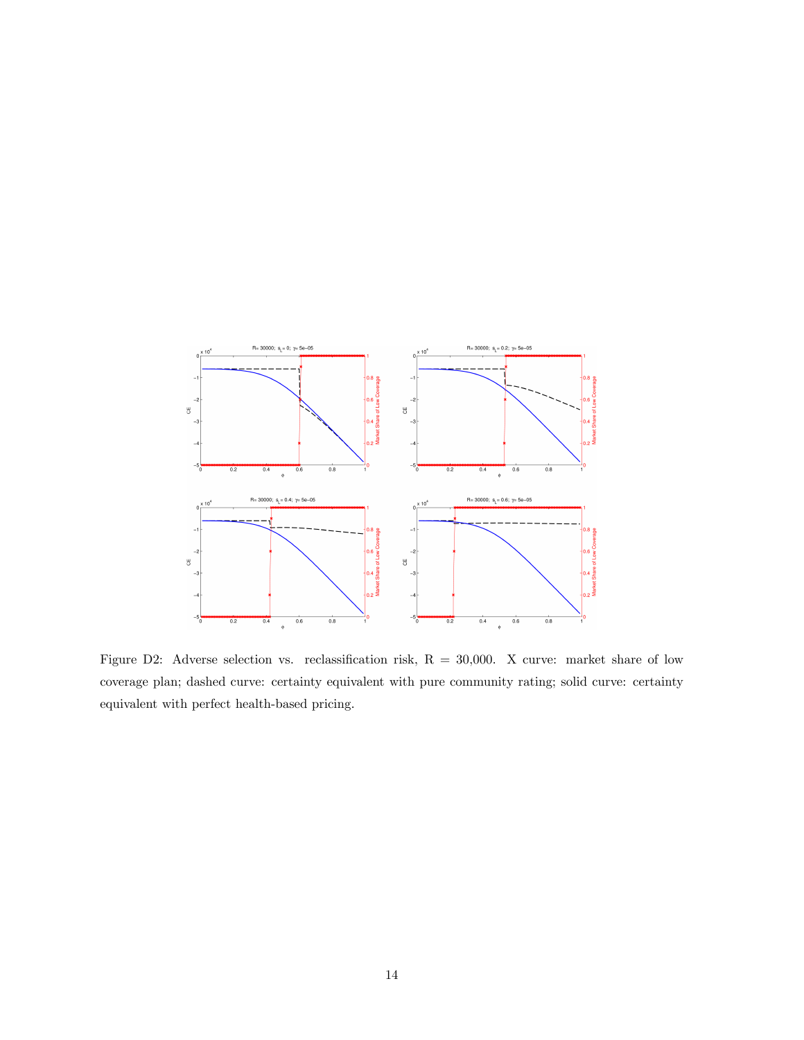R= 30000; $s_L$ = 0; γ= 5e-05

R= 30000; $s_L$ = 0.2; γ= 5e-05

R= 30000; $s_L$ = 0.4; γ= 5e-05

R= 30000; $s_L$ = 0.6; γ= 5e-05

x $10^4$

CE

Market Share of Low Coverage

φ

Figure D2: Adverse selection vs. reclassification risk, R = 30,000. X curve: market share of low coverage plan; dashed curve: certainty equivalent with pure community rating; solid curve: certainty equivalent with perfect health-based pricing.